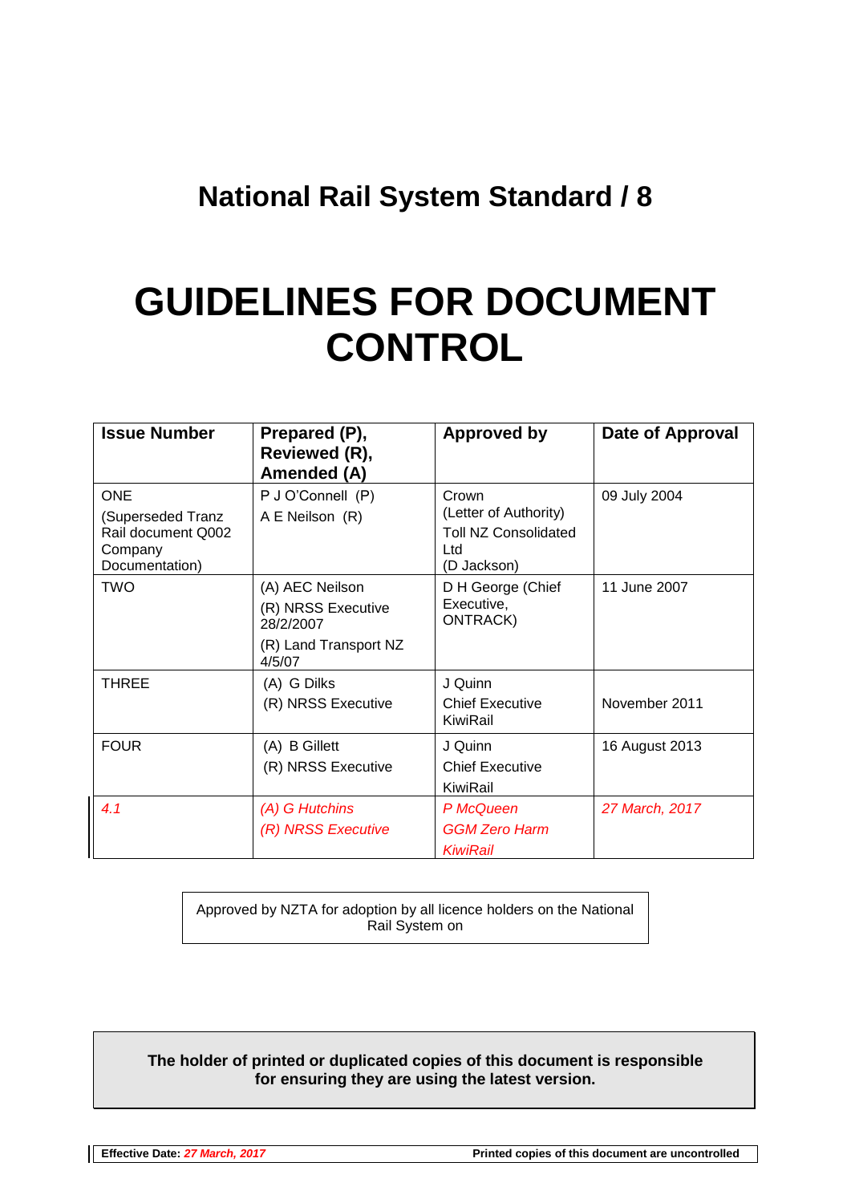## National Rail System Standard / 8

# GUIDELINES FOR DOCUMENT CONTROL

| Issue Number | Prepared (P), Reviewed (R), Amended (A) | Approved by | Date of Approval |
|---|---|---|---|
| ONE (Superseded Tranz Rail document Q002 Company Documentation) | P J O'Connell (P) A E Neilson (R) | Crown (Letter of Authority) Toll NZ Consolidated Ltd (D Jackson) | 09 July 2004 |
| TWO | (A) AEC Neilson (R) NRSS Executive 28/2/2007 (R) Land Transport NZ 4/5/07 | D H George (Chief Executive, ONTRACK) | 11 June 2007 |
| THREE | (A) G Dilks (R) NRSS Executive | J Quinn Chief Executive KiwiRail | November 2011 |
| FOUR | (A) B Gillett (R) NRSS Executive | J Quinn Chief Executive KiwiRail | 16 August 2013 |
| *4.1* | *(A) G Hutchins (R) NRSS Executive* | *P McQueen GGM Zero Harm KiwiRail* | *27 March, 2017* |

Approved by NZTA for adoption by all licence holders on the National Rail System on

**The holder of printed or duplicated copies of this document is responsible for ensuring they are using the latest version.**

**Effective Date:** ***27 March, 2017*** **Printed copies of this document are uncontrolled**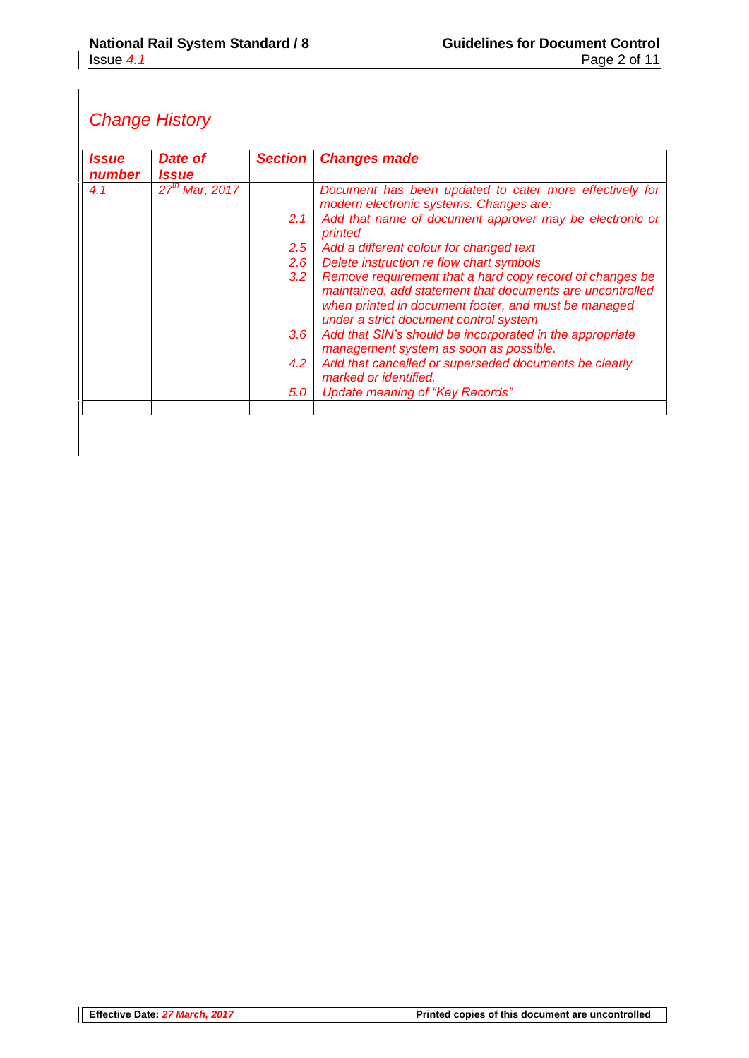## *Change History*

| *Issue number* | *Date of Issue* | *Section* | *Changes made* |
|---|---|---|---|
| *4.1* | *27th Mar, 2017* | | *Document has been updated to cater more effectively for modern electronic systems. Changes are:* |
| | | *2.1* | *Add that name of document approver may be electronic or printed* |
| | | *2.5* | *Add a different colour for changed text* |
| | | *2.6* | *Delete instruction re flow chart symbols* |
| | | *3.2* | *Remove requirement that a hard copy record of changes be maintained, add statement that documents are uncontrolled when printed in document footer, and must be managed under a strict document control system* |
| | | *3.6* | *Add that SIN's should be incorporated in the appropriate management system as soon as possible.* |
| | | *4.2* | *Add that cancelled or superseded documents be clearly marked or identified.* |
| | | *5.0* | *Update meaning of "Key Records"* |
| | | | |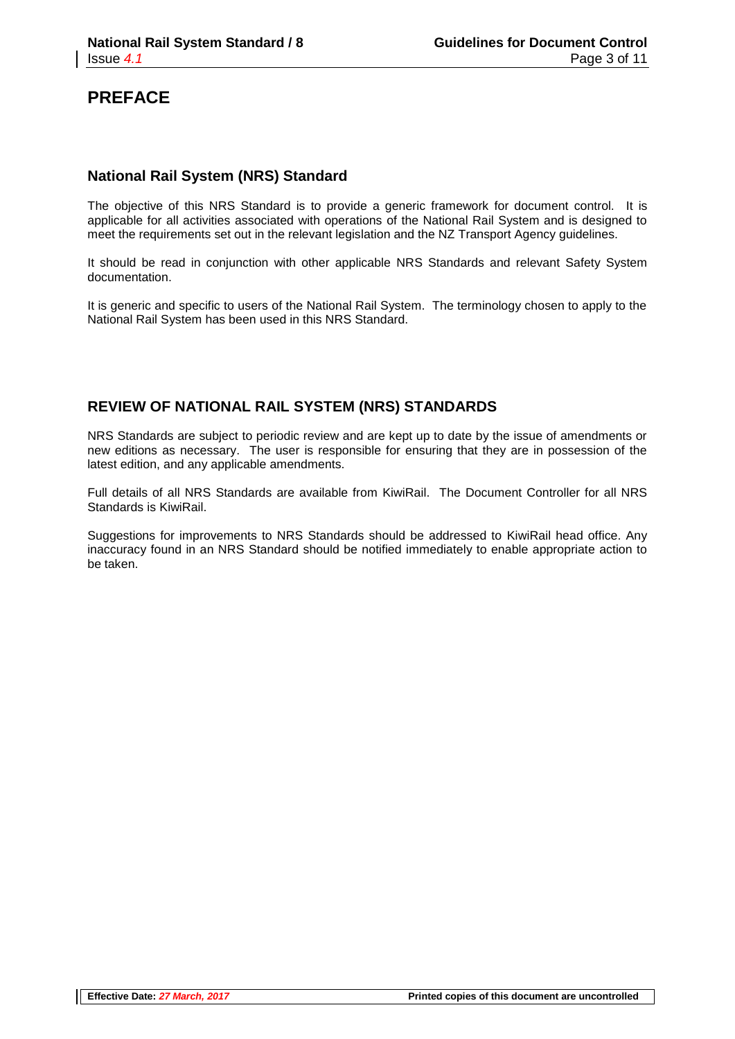# PREFACE

## National Rail System (NRS) Standard

The objective of this NRS Standard is to provide a generic framework for document control. It is applicable for all activities associated with operations of the National Rail System and is designed to meet the requirements set out in the relevant legislation and the NZ Transport Agency guidelines.

It should be read in conjunction with other applicable NRS Standards and relevant Safety System documentation.

It is generic and specific to users of the National Rail System. The terminology chosen to apply to the National Rail System has been used in this NRS Standard.

## REVIEW OF NATIONAL RAIL SYSTEM (NRS) STANDARDS

NRS Standards are subject to periodic review and are kept up to date by the issue of amendments or new editions as necessary. The user is responsible for ensuring that they are in possession of the latest edition, and any applicable amendments.

Full details of all NRS Standards are available from KiwiRail. The Document Controller for all NRS Standards is KiwiRail.

Suggestions for improvements to NRS Standards should be addressed to KiwiRail head office. Any inaccuracy found in an NRS Standard should be notified immediately to enable appropriate action to be taken.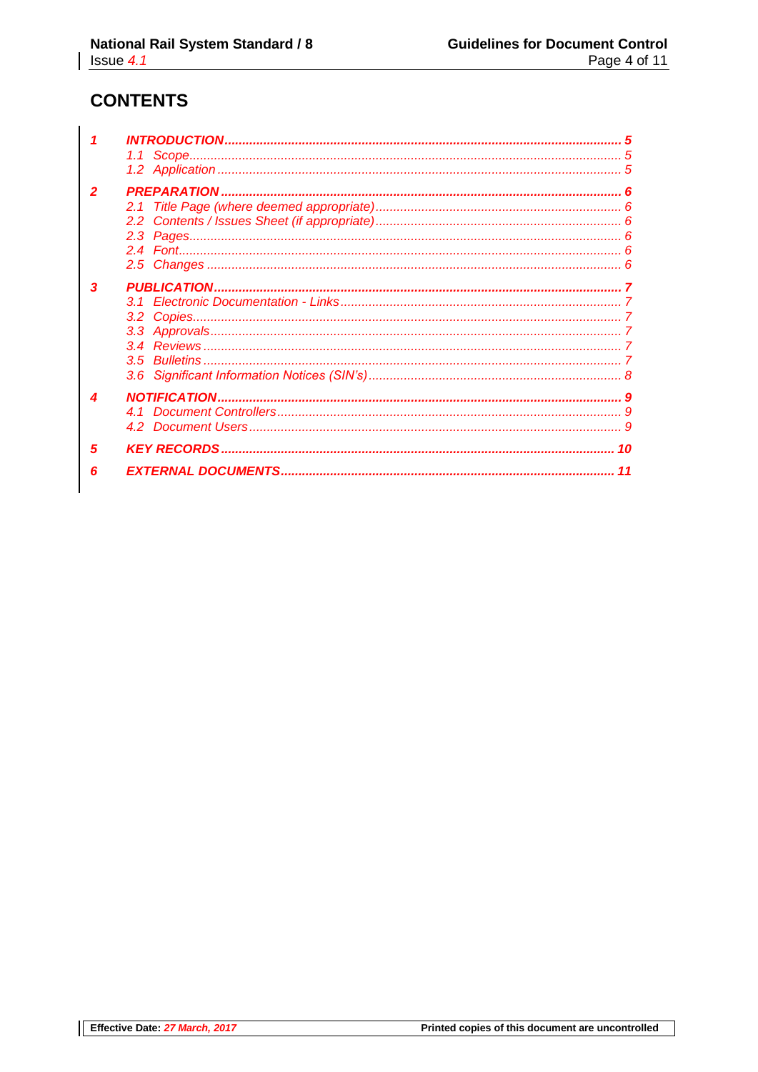# CONTENTS

| | | |
|---|---|---|
| **1** | ***INTRODUCTION*** | ***5*** |
| | *1.1 Scope* | *5* |
| | *1.2 Application* | *5* |
| **2** | ***PREPARATION*** | ***6*** |
| | *2.1 Title Page (where deemed appropriate)* | *6* |
| | *2.2 Contents / Issues Sheet (if appropriate)* | *6* |
| | *2.3 Pages* | *6* |
| | *2.4 Font* | *6* |
| | *2.5 Changes* | *6* |
| **3** | ***PUBLICATION*** | ***7*** |
| | *3.1 Electronic Documentation - Links* | *7* |
| | *3.2 Copies* | *7* |
| | *3.3 Approvals* | *7* |
| | *3.4 Reviews* | *7* |
| | *3.5 Bulletins* | *7* |
| | *3.6 Significant Information Notices (SIN's)* | *8* |
| **4** | ***NOTIFICATION*** | ***9*** |
| | *4.1 Document Controllers* | *9* |
| | *4.2 Document Users* | *9* |
| **5** | ***KEY RECORDS*** | ***10*** |
| **6** | ***EXTERNAL DOCUMENTS*** | ***11*** |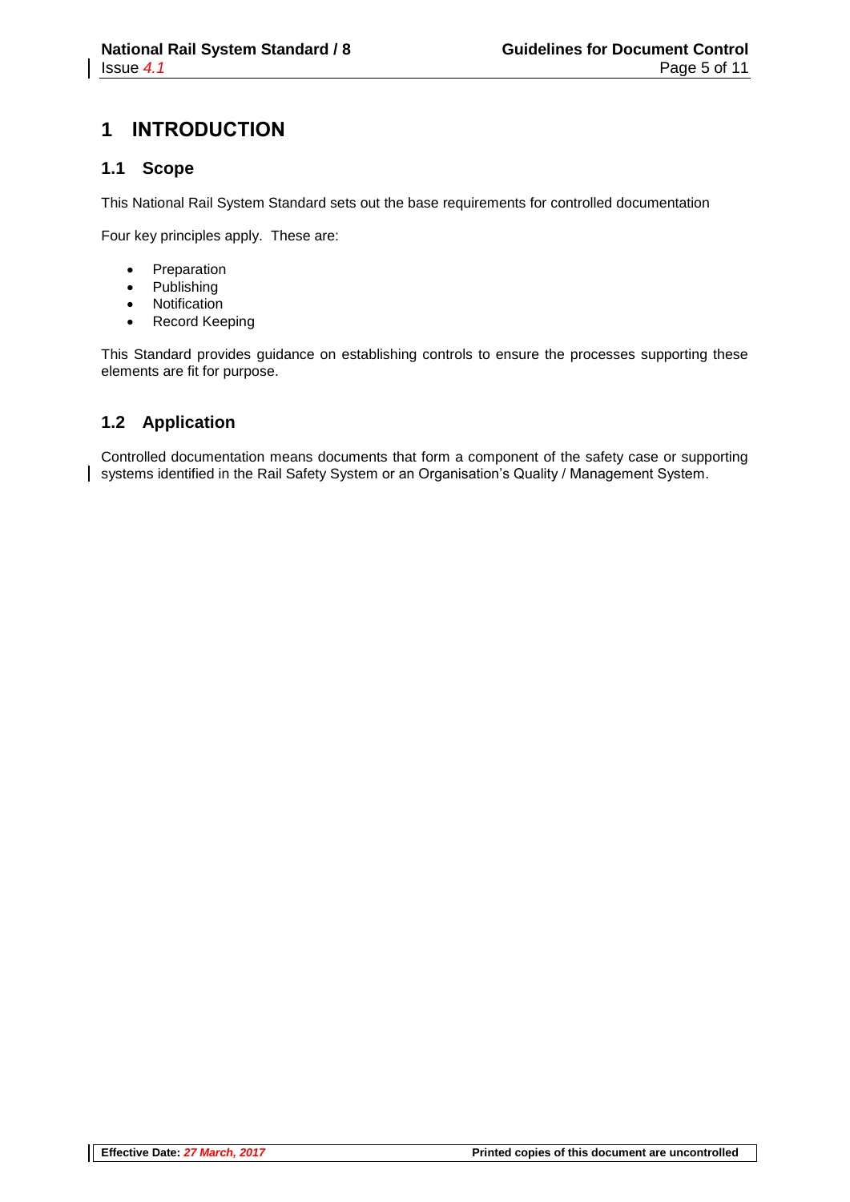# 1 INTRODUCTION

## 1.1 Scope

This National Rail System Standard sets out the base requirements for controlled documentation

Four key principles apply. These are:

- Preparation
- Publishing
- Notification
- Record Keeping

This Standard provides guidance on establishing controls to ensure the processes supporting these elements are fit for purpose.

## 1.2 Application

Controlled documentation means documents that form a component of the safety case or supporting systems identified in the Rail Safety System or an Organisation's Quality / Management System.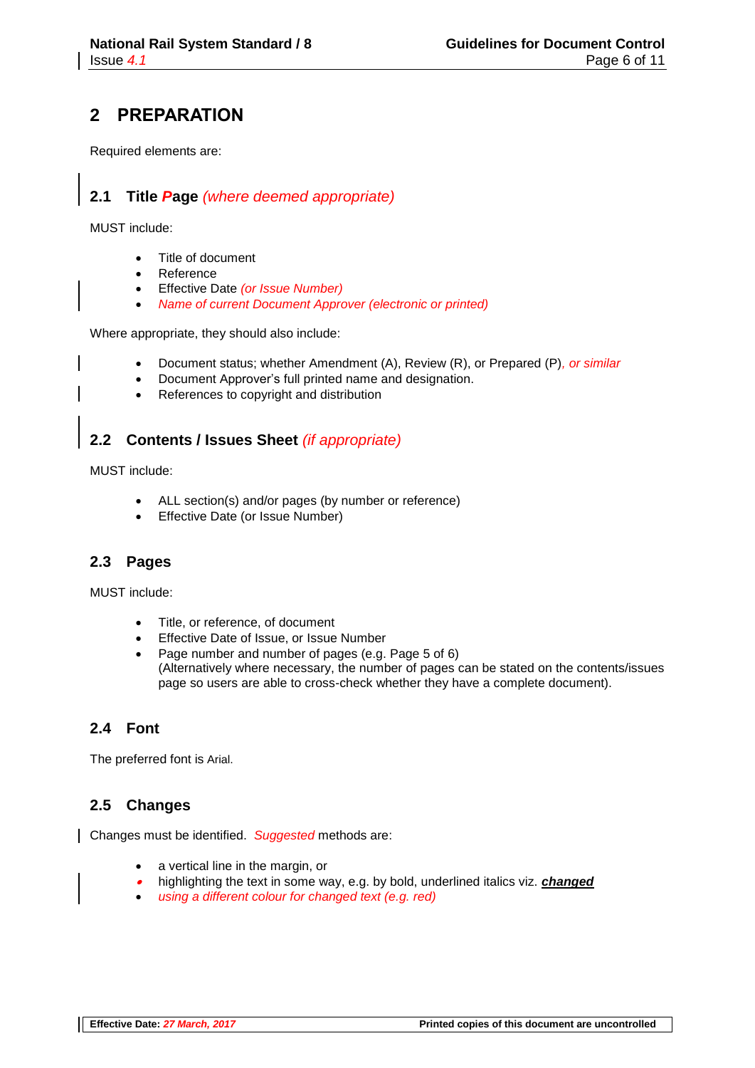## 2 PREPARATION

Required elements are:

### 2.1 Title Page *(where deemed appropriate)*

MUST include:

- Title of document
- Reference
- Effective Date *(or Issue Number)*
- *Name of current Document Approver (electronic or printed)*

Where appropriate, they should also include:

- Document status; whether Amendment (A), Review (R), or Prepared (P)*, or similar*
- Document Approver's full printed name and designation.
- References to copyright and distribution

### 2.2 Contents / Issues Sheet *(if appropriate)*

MUST include:

- ALL section(s) and/or pages (by number or reference)
- Effective Date (or Issue Number)

### 2.3 Pages

MUST include:

- Title, or reference, of document
- Effective Date of Issue, or Issue Number
- Page number and number of pages (e.g. Page 5 of 6)
  (Alternatively where necessary, the number of pages can be stated on the contents/issues page so users are able to cross-check whether they have a complete document).

### 2.4 Font

The preferred font is Arial.

### 2.5 Changes

Changes must be identified. *Suggested* methods are:

- a vertical line in the margin, or
- highlighting the text in some way, e.g. by bold, underlined italics viz. ***changed***
- *using a different colour for changed text (e.g. red)*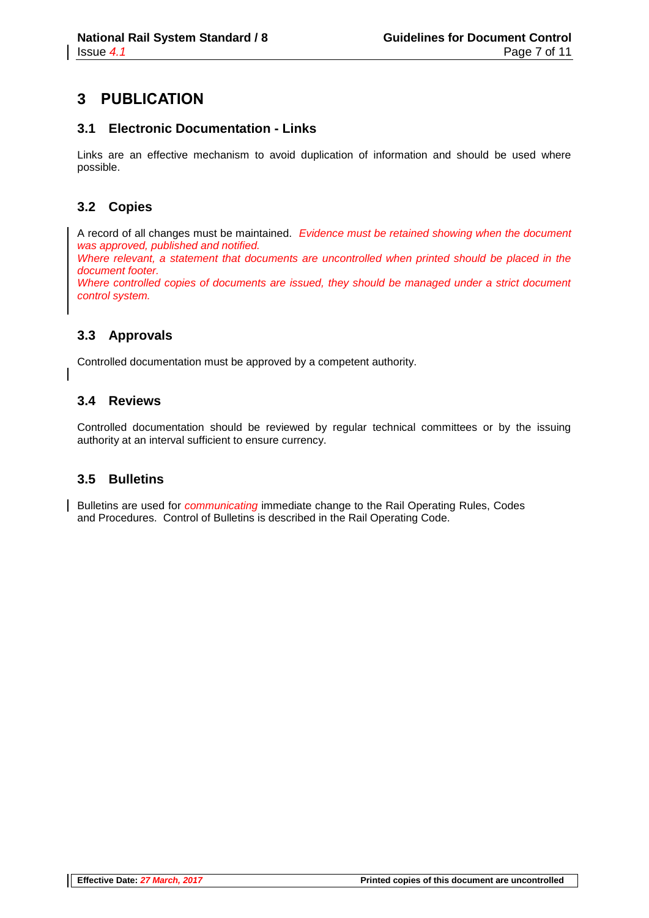# 3 PUBLICATION

## 3.1 Electronic Documentation - Links

Links are an effective mechanism to avoid duplication of information and should be used where possible.

## 3.2 Copies

A record of all changes must be maintained. *Evidence must be retained showing when the document was approved, published and notified.*
*Where relevant, a statement that documents are uncontrolled when printed should be placed in the document footer.*
*Where controlled copies of documents are issued, they should be managed under a strict document control system.*

## 3.3 Approvals

Controlled documentation must be approved by a competent authority.

## 3.4 Reviews

Controlled documentation should be reviewed by regular technical committees or by the issuing authority at an interval sufficient to ensure currency.

## 3.5 Bulletins

Bulletins are used for *communicating* immediate change to the Rail Operating Rules, Codes and Procedures. Control of Bulletins is described in the Rail Operating Code.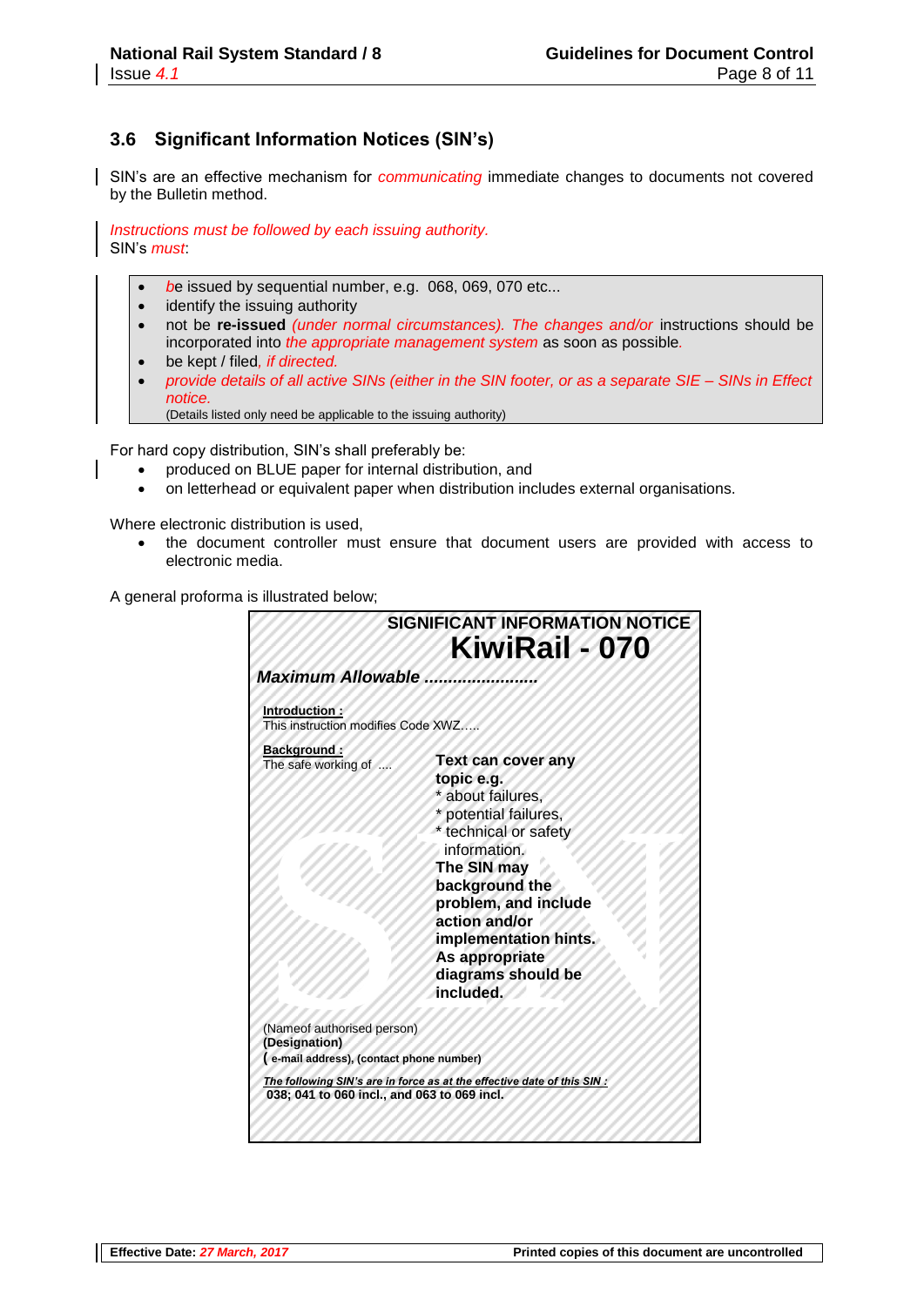## 3.6 Significant Information Notices (SIN's)

SIN's are an effective mechanism for *communicating* immediate changes to documents not covered by the Bulletin method.

*Instructions must be followed by each issuing authority.*
SIN's *must*:

- be issued by sequential number, e.g. 068, 069, 070 etc...
- identify the issuing authority
- not be **re-issued** *(under normal circumstances). The changes and/or* instructions should be incorporated into *the appropriate management system* as soon as possible.
- be kept / filed*, if directed.*
- *provide details of all active SINs (either in the SIN footer, or as a separate SIE – SINs in Effect notice.*
  (Details listed only need be applicable to the issuing authority)

For hard copy distribution, SIN's shall preferably be:

- produced on BLUE paper for internal distribution, and
- on letterhead or equivalent paper when distribution includes external organisations.

Where electronic distribution is used,

- the document controller must ensure that document users are provided with access to electronic media.

A general proforma is illustrated below;

**SIGNIFICANT INFORMATION NOTICE**
**KiwiRail - 070**

***Maximum Allowable .......................***

**Introduction :**
This instruction modifies Code XWZ…..

**Background :**
The safe working of ....

**Text can cover any topic e.g.**
* about failures,
* potential failures,
* technical or safety information.
**The SIN may background the problem, and include action and/or implementation hints. As appropriate diagrams should be included.**

(Nameof authorised person)
**(Designation)**
**( e-mail address), (contact phone number)**

***The following SIN's are in force as at the effective date of this SIN :***
**038; 041 to 060 incl., and 063 to 069 incl.**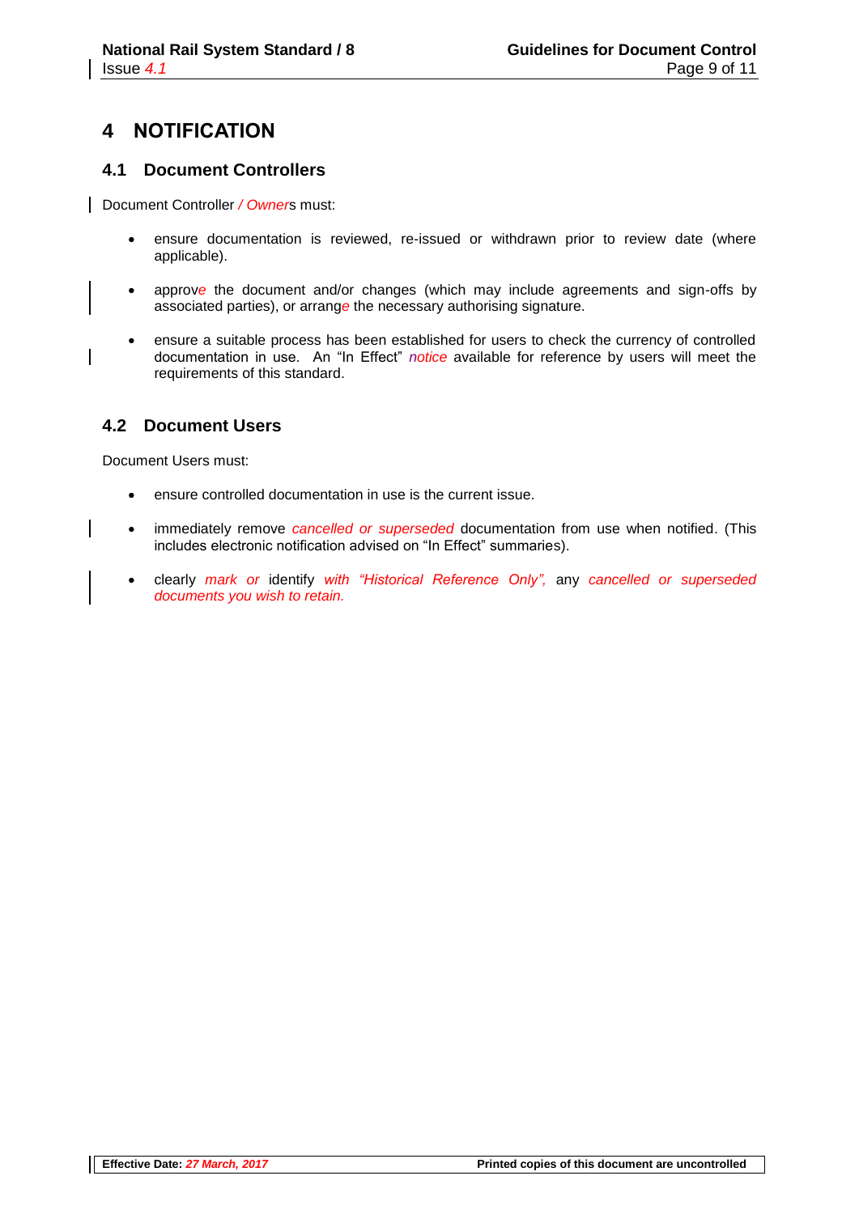# 4 NOTIFICATION

## 4.1 Document Controllers

Document Controller */ Owner*s must:

- ensure documentation is reviewed, re-issued or withdrawn prior to review date (where applicable).
- approv*e* the document and/or changes (which may include agreements and sign-offs by associated parties), or arrang*e* the necessary authorising signature.
- ensure a suitable process has been established for users to check the currency of controlled documentation in use. An "In Effect" *notice* available for reference by users will meet the requirements of this standard.

## 4.2 Document Users

Document Users must:

- ensure controlled documentation in use is the current issue.
- immediately remove *cancelled or superseded* documentation from use when notified. (This includes electronic notification advised on "In Effect" summaries).
- clearly *mark or* identify *with "Historical Reference Only",* any *cancelled or superseded documents you wish to retain.*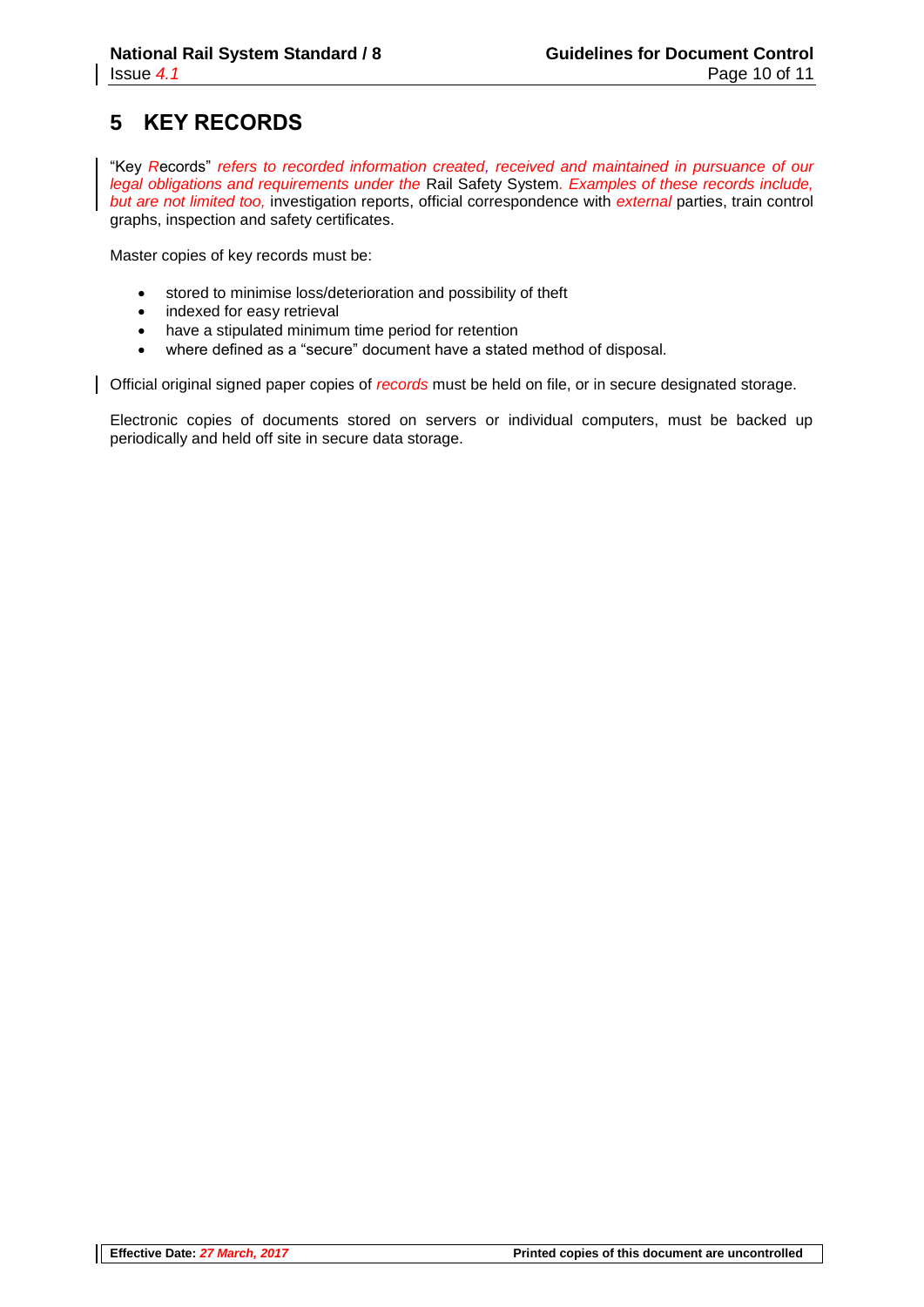# 5 KEY RECORDS

"Key *R*ecords" *refers to recorded information created, received and maintained in pursuance of our legal obligations and requirements under the* Rail Safety System*. Examples of these records include, but are not limited too,* investigation reports, official correspondence with *external* parties, train control graphs, inspection and safety certificates.

Master copies of key records must be:

- stored to minimise loss/deterioration and possibility of theft
- indexed for easy retrieval
- have a stipulated minimum time period for retention
- where defined as a "secure" document have a stated method of disposal.

Official original signed paper copies of *records* must be held on file, or in secure designated storage.

Electronic copies of documents stored on servers or individual computers, must be backed up periodically and held off site in secure data storage.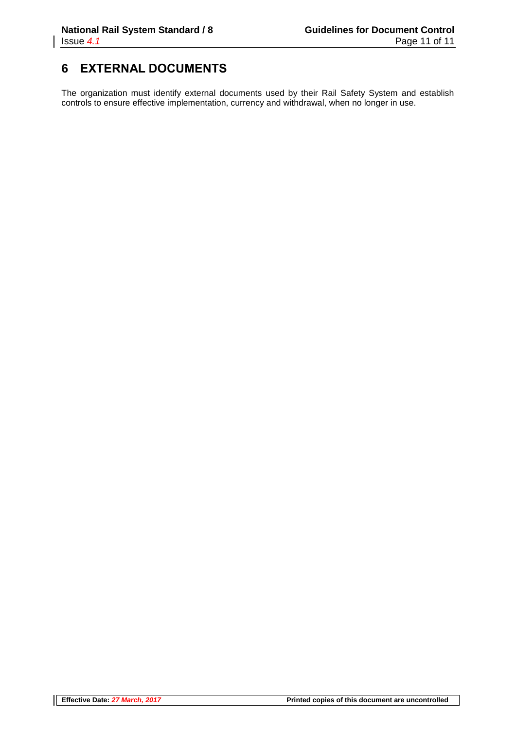# 6 EXTERNAL DOCUMENTS

The organization must identify external documents used by their Rail Safety System and establish controls to ensure effective implementation, currency and withdrawal, when no longer in use.